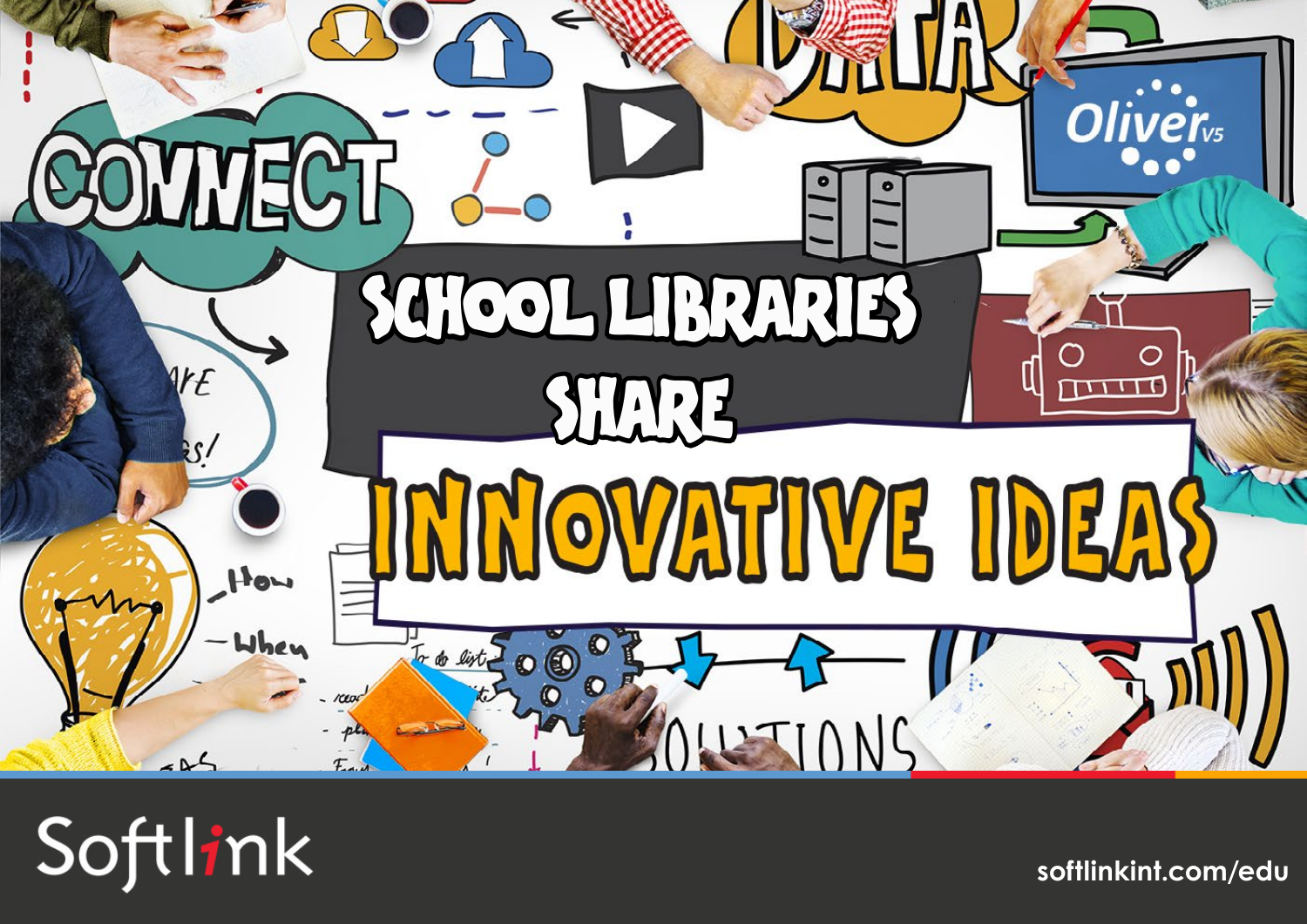# SCHOOL LIBRARIES SHARE INNOVATIVE IDEAS

Softlink

softlinkint.com/edu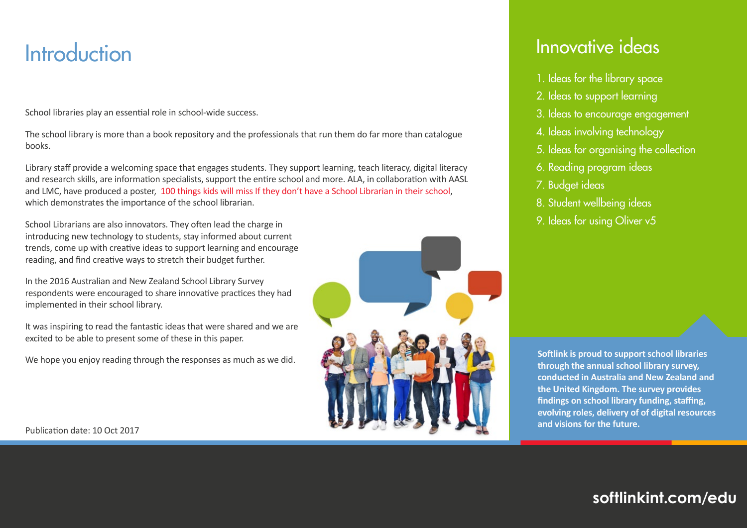# Introduction

School libraries play an essential role in school-wide success.

The school library is more than a book repository and the professionals that run them do far more than catalogue books.

Library staff provide a welcoming space that engages students. They support learning, teach literacy, digital literacy and research skills, are information specialists, support the entire school and more. ALA, in collaboration with AASL and LMC, have produced a poster, 100 things kids will miss If they don't have a School Librarian in their school, which demonstrates the importance of the school librarian.

School Librarians are also innovators. They often lead the charge in introducing new technology to students, stay informed about current trends, come up with creative ideas to support learning and encourage reading, and find creative ways to stretch their budget further.

In the 2016 Australian and New Zealand School Library Survey respondents were encouraged to share innovative practices they had implemented in their school library.

It was inspiring to read the fantastic ideas that were shared and we are excited to be able to present some of these in this paper.

We hope you enjoy reading through the responses as much as we did.

Publication date: 10 Oct 2017

## Innovative ideas

1. Ideas for the library space
2. Ideas to support learning
3. Ideas to encourage engagement
4. Ideas involving technology
5. Ideas for organising the collection
6. Reading program ideas
7. Budget ideas
8. Student wellbeing ideas
9. Ideas for using Oliver v5

**Softlink is proud to support school libraries through the annual school library survey, conducted in Australia and New Zealand and the United Kingdom. The survey provides findings on school library funding, staffing, evolving roles, delivery of of digital resources and visions for the future.**

**softlinkint.com/edu**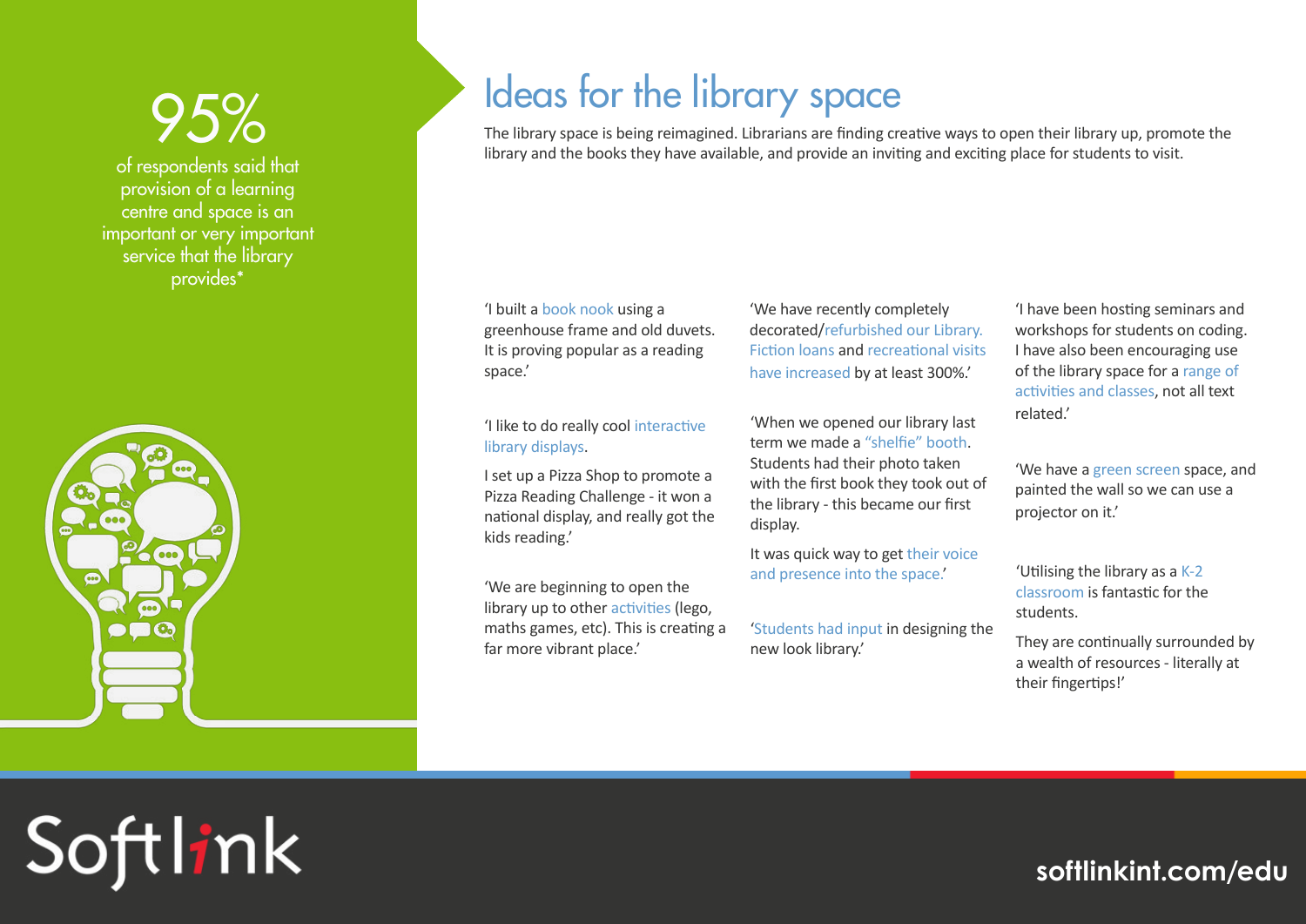**95%**

of respondents said that provision of a learning centre and space is an important or very important service that the library provides*

# Ideas for the library space

The library space is being reimagined. Librarians are finding creative ways to open their library up, promote the library and the books they have available, and provide an inviting and exciting place for students to visit.

'I built a book nook using a greenhouse frame and old duvets. It is proving popular as a reading space.'

'I like to do really cool interactive library displays.

I set up a Pizza Shop to promote a Pizza Reading Challenge - it won a national display, and really got the kids reading.'

'We are beginning to open the library up to other activities (lego, maths games, etc). This is creating a far more vibrant place.'

'We have recently completely decorated/refurbished our Library. Fiction loans and recreational visits have increased by at least 300%.'

'When we opened our library last term we made a "shelfie" booth. Students had their photo taken with the first book they took out of the library - this became our first display.

It was quick way to get their voice and presence into the space.'

'Students had input in designing the new look library.'

'I have been hosting seminars and workshops for students on coding. I have also been encouraging use of the library space for a range of activities and classes, not all text related.'

'We have a green screen space, and painted the wall so we can use a projector on it.'

'Utilising the library as a K-2 classroom is fantastic for the students.

They are continually surrounded by a wealth of resources - literally at their fingertips!'

Softlink

softlinkint.com/edu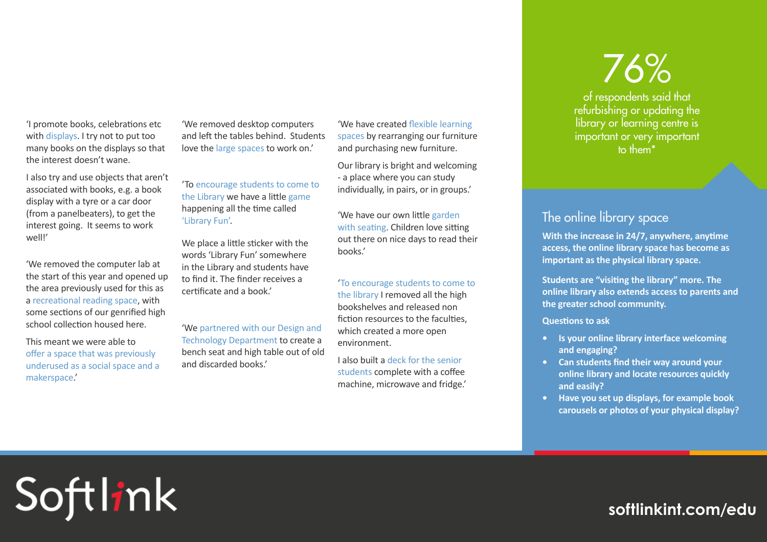'I promote books, celebrations etc with displays. I try not to put too many books on the displays so that the interest doesn't wane.

I also try and use objects that aren't associated with books, e.g. a book display with a tyre or a car door (from a panelbeaters), to get the interest going. It seems to work well!'

'We removed the computer lab at the start of this year and opened up the area previously used for this as a recreational reading space, with some sections of our genrified high school collection here.

This meant we were able to offer a space that was previously underused as a social space and a makerspace.'

'We removed desktop computers and left the tables behind. Students love the large spaces to work on.'

'To encourage students to come to the Library we have a little game happening all the time called 'Library Fun'.

We place a little sticker with the words 'Library Fun' somewhere in the Library and students have to find it. The finder receives a certificate and a book.'

'We partnered with our Design and Technology Department to create a bench seat and high table out of old and discarded books.'

'We have created flexible learning spaces by rearranging our furniture and purchasing new furniture.

Our library is bright and welcoming - a place where you can study individually, in pairs, or in groups.'

'We have our own little garden with seating. Children love sitting out there on nice days to read their books.'

'To encourage students to come to the library I removed all the high bookshelves and released non fiction resources to the faculties, which created a more open environment.

I also built a deck for the senior students complete with a coffee machine, microwave and fridge.'

**76%**

of respondents said that refurbishing or updating the library or learning centre is important or very important to them*

## The online library space

**With the increase in 24/7, anywhere, anytime access, the online library space has become as important as the physical library space.**

**Students are "visiting the library" more. The online library also extends access to parents and the greater school community.**

**Questions to ask**

- **Is your online library interface welcoming and engaging?**
- **Can students find their way around your online library and locate resources quickly and easily?**
- **Have you set up displays, for example book carousels or photos of your physical display?**

Softlink

softlinkint.com/edu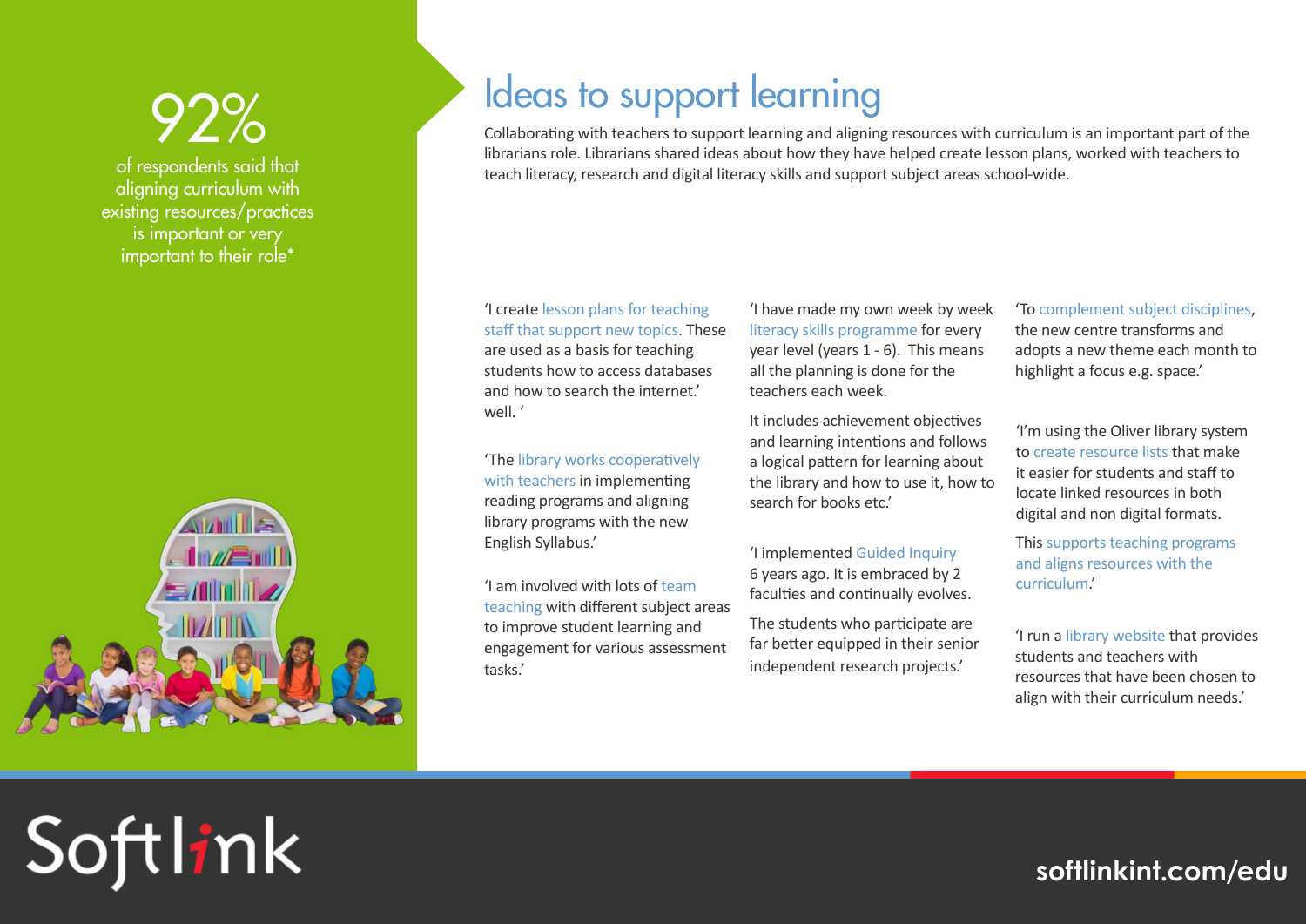92%

of respondents said that aligning curriculum with existing resources/practices is important or very important to their role*

# Ideas to support learning

Collaborating with teachers to support learning and aligning resources with curriculum is an important part of the librarians role. Librarians shared ideas about how they have helped create lesson plans, worked with teachers to teach literacy, research and digital literacy skills and support subject areas school-wide.

'I create lesson plans for teaching staff that support new topics. These are used as a basis for teaching students how to access databases and how to search the internet.' well. '

'The library works cooperatively with teachers in implementing reading programs and aligning library programs with the new English Syllabus.'

'I am involved with lots of team teaching with different subject areas to improve student learning and engagement for various assessment tasks.'

'I have made my own week by week literacy skills programme for every year level (years 1 - 6). This means all the planning is done for the teachers each week.

It includes achievement objectives and learning intentions and follows a logical pattern for learning about the library and how to use it, how to search for books etc.'

'I implemented Guided Inquiry 6 years ago. It is embraced by 2 faculties and continually evolves.

The students who participate are far better equipped in their senior independent research projects.'

'To complement subject disciplines, the new centre transforms and adopts a new theme each month to highlight a focus e.g. space.'

'I'm using the Oliver library system to create resource lists that make it easier for students and staff to locate linked resources in both digital and non digital formats.

This supports teaching programs and aligns resources with the curriculum.'

'I run a library website that provides students and teachers with resources that have been chosen to align with their curriculum needs.'

Softlink

softlinkint.com/edu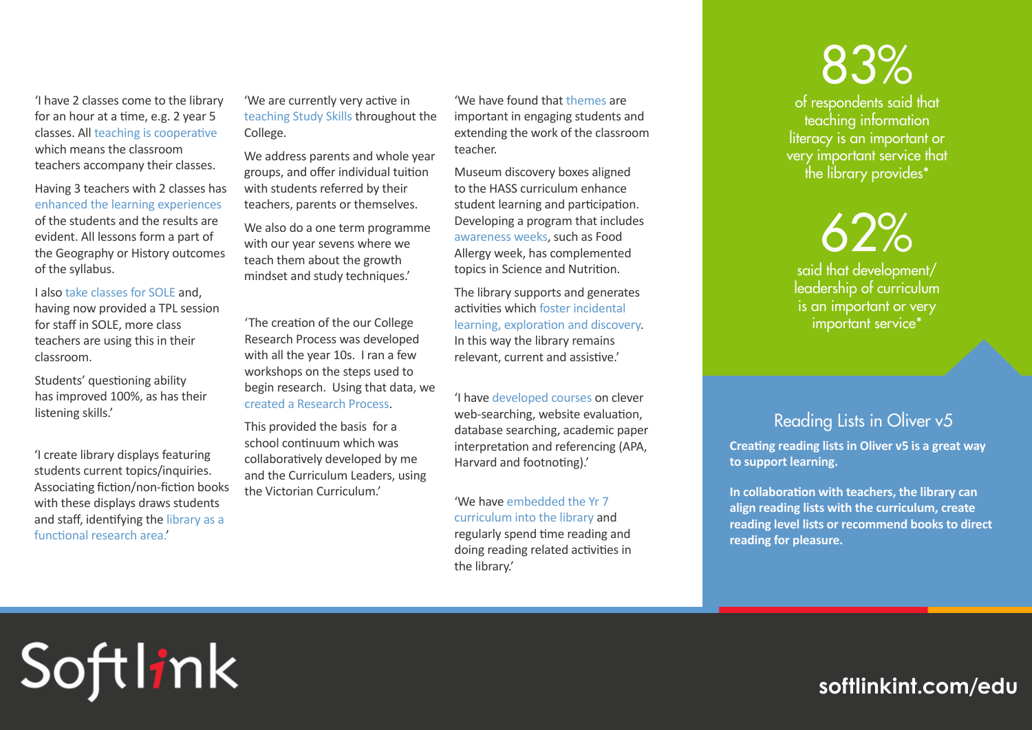'I have 2 classes come to the library for an hour at a time, e.g. 2 year 5 classes. All teaching is cooperative which means the classroom teachers accompany their classes.

Having 3 teachers with 2 classes has enhanced the learning experiences of the students and the results are evident. All lessons form a part of the Geography or History outcomes of the syllabus.

I also take classes for SOLE and, having now provided a TPL session for staff in SOLE, more class teachers are using this in their classroom.

Students' questioning ability has improved 100%, as has their listening skills.'

'I create library displays featuring students current topics/inquiries. Associating fiction/non-fiction books with these displays draws students and staff, identifying the library as a functional research area.'

'We are currently very active in teaching Study Skills throughout the College.

We address parents and whole year groups, and offer individual tuition with students referred by their teachers, parents or themselves.

We also do a one term programme with our year sevens where we teach them about the growth mindset and study techniques.'

'The creation of the our College Research Process was developed with all the year 10s. I ran a few workshops on the steps used to begin research. Using that data, we created a Research Process.

This provided the basis for a school continuum which was collaboratively developed by me and the Curriculum Leaders, using the Victorian Curriculum.'

'We have found that themes are important in engaging students and extending the work of the classroom teacher.

Museum discovery boxes aligned to the HASS curriculum enhance student learning and participation. Developing a program that includes awareness weeks, such as Food Allergy week, has complemented topics in Science and Nutrition.

The library supports and generates activities which foster incidental learning, exploration and discovery. In this way the library remains relevant, current and assistive.'

'I have developed courses on clever web-searching, website evaluation, database searching, academic paper interpretation and referencing (APA, Harvard and footnoting).'

'We have embedded the Yr 7 curriculum into the library and regularly spend time reading and doing reading related activities in the library.'

**83%** of respondents said that teaching information literacy is an important or very important service that the library provides*

**62%** said that development/leadership of curriculum is an important or very important service*

## Reading Lists in Oliver v5

**Creating reading lists in Oliver v5 is a great way to support learning.**

**In collaboration with teachers, the library can align reading lists with the curriculum, create reading level lists or recommend books to direct reading for pleasure.**

Softlink

softlinkint.com/edu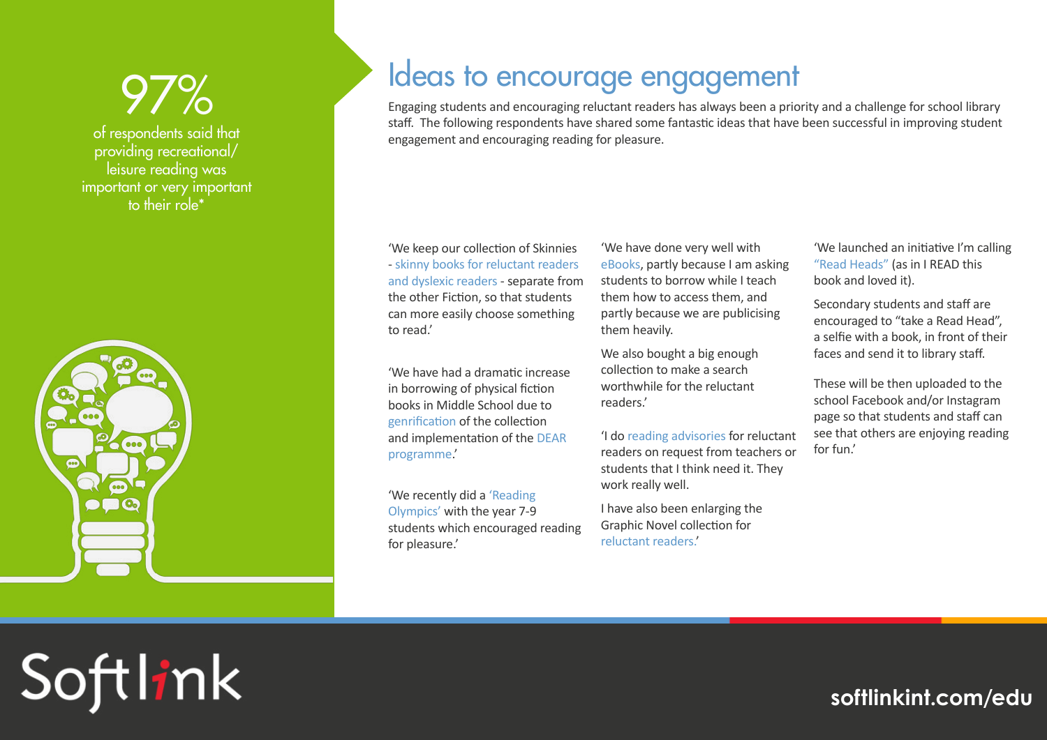97%

of respondents said that providing recreational/ leisure reading was important or very important to their role*

# Ideas to encourage engagement

Engaging students and encouraging reluctant readers has always been a priority and a challenge for school library staff. The following respondents have shared some fantastic ideas that have been successful in improving student engagement and encouraging reading for pleasure.

'We keep our collection of Skinnies - skinny books for reluctant readers and dyslexic readers - separate from the other Fiction, so that students can more easily choose something to read.'

'We have had a dramatic increase in borrowing of physical fiction books in Middle School due to genrification of the collection and implementation of the DEAR programme.'

'We recently did a 'Reading Olympics' with the year 7-9 students which encouraged reading for pleasure.'

'We have done very well with eBooks, partly because I am asking students to borrow while I teach them how to access them, and partly because we are publicising them heavily.

We also bought a big enough collection to make a search worthwhile for the reluctant readers.'

'I do reading advisories for reluctant readers on request from teachers or students that I think need it. They work really well.

I have also been enlarging the Graphic Novel collection for reluctant readers.'

'We launched an initiative I'm calling "Read Heads" (as in I READ this book and loved it).

Secondary students and staff are encouraged to "take a Read Head", a selfie with a book, in front of their faces and send it to library staff.

These will be then uploaded to the school Facebook and/or Instagram page so that students and staff can see that others are enjoying reading for fun.'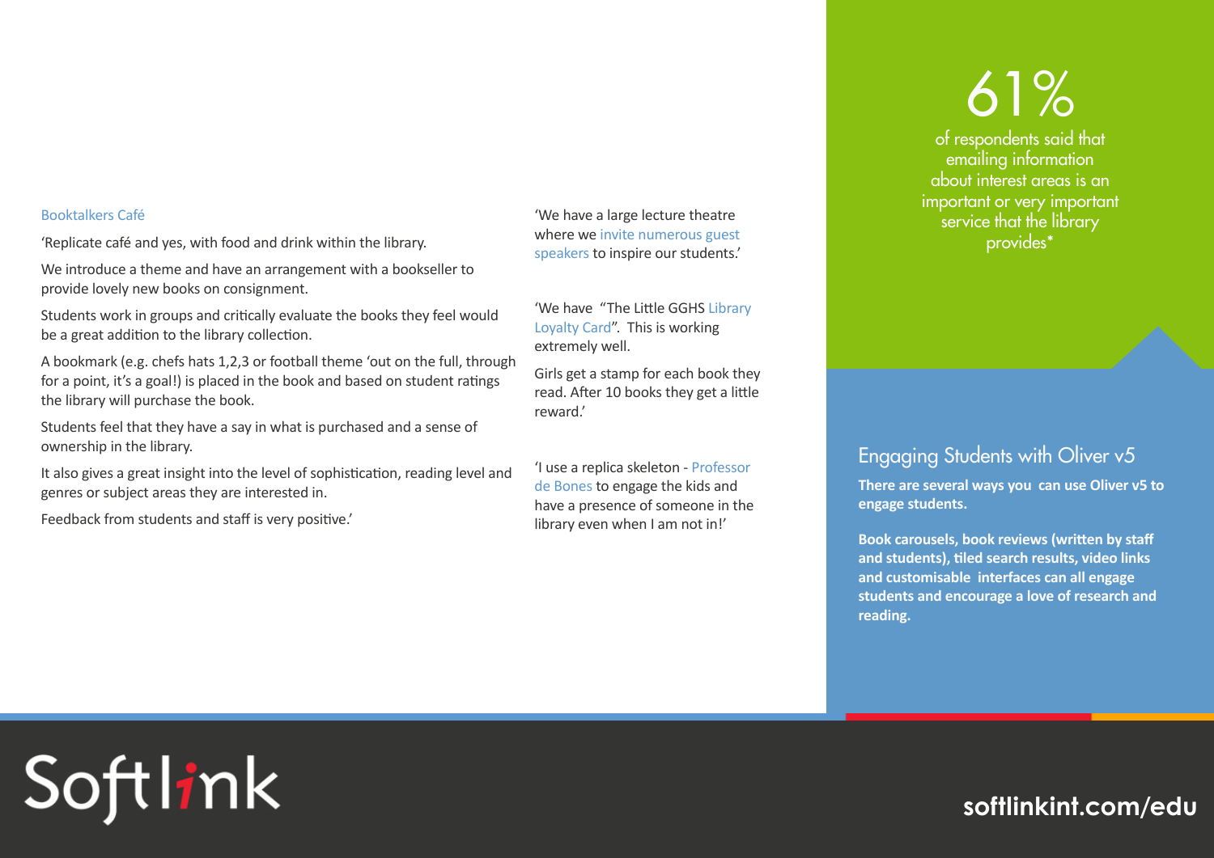### Booktalkers Café

'Replicate café and yes, with food and drink within the library.

We introduce a theme and have an arrangement with a bookseller to provide lovely new books on consignment.

Students work in groups and critically evaluate the books they feel would be a great addition to the library collection.

A bookmark (e.g. chefs hats 1,2,3 or football theme 'out on the full, through for a point, it's a goal!) is placed in the book and based on student ratings the library will purchase the book.

Students feel that they have a say in what is purchased and a sense of ownership in the library.

It also gives a great insight into the level of sophistication, reading level and genres or subject areas they are interested in.

Feedback from students and staff is very positive.'

'We have a large lecture theatre where we invite numerous guest speakers to inspire our students.'

'We have "The Little GGHS Library Loyalty Card". This is working extremely well.

Girls get a stamp for each book they read. After 10 books they get a little reward.'

'I use a replica skeleton - Professor de Bones to engage the kids and have a presence of someone in the library even when I am not in!'

**61%**

of respondents said that emailing information about interest areas is an important or very important service that the library provides*

## Engaging Students with Oliver v5

**There are several ways you can use Oliver v5 to engage students.**

**Book carousels, book reviews (written by staff and students), tiled search results, video links and customisable interfaces can all engage students and encourage a love of research and reading.**

Softlink

softlinkint.com/edu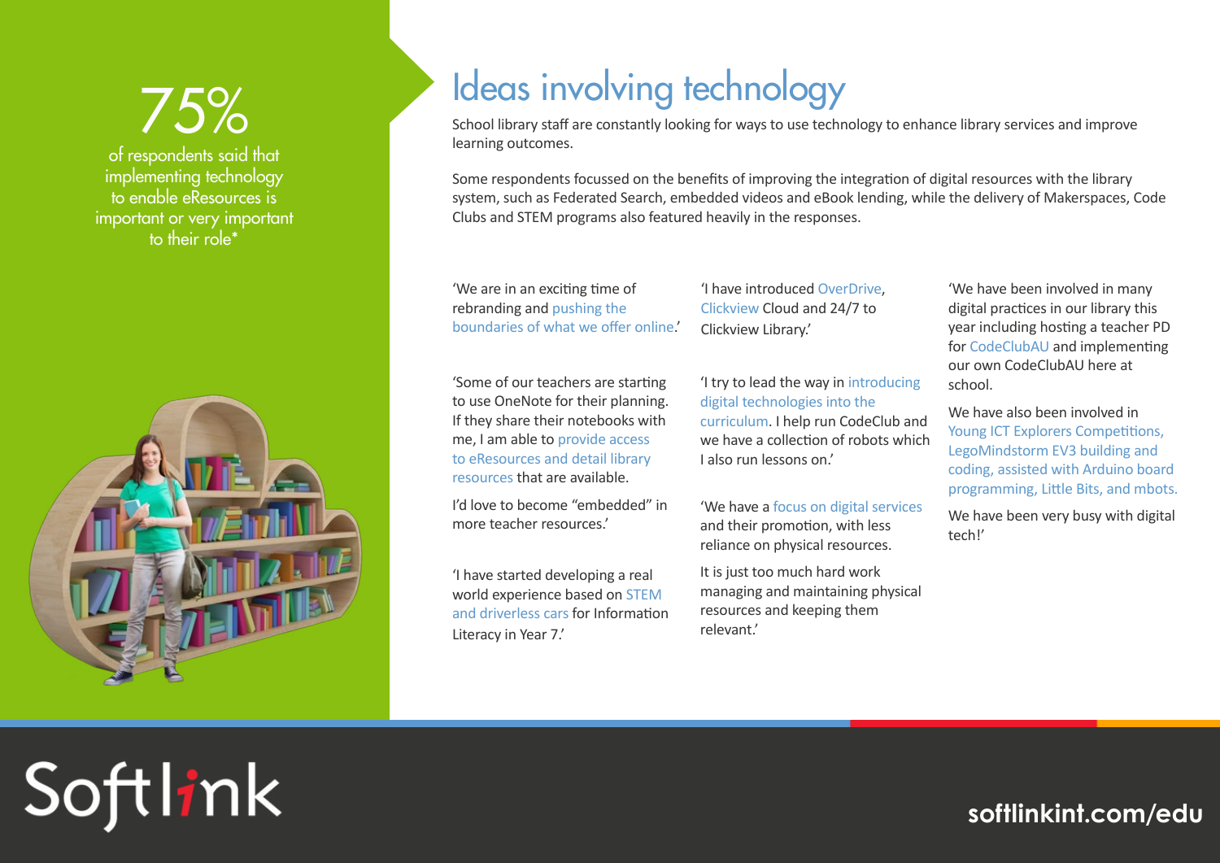75%

of respondents said that implementing technology to enable eResources is important or very important to their role*

# Ideas involving technology

School library staff are constantly looking for ways to use technology to enhance library services and improve learning outcomes.

Some respondents focussed on the benefits of improving the integration of digital resources with the library system, such as Federated Search, embedded videos and eBook lending, while the delivery of Makerspaces, Code Clubs and STEM programs also featured heavily in the responses.

'We are in an exciting time of rebranding and pushing the boundaries of what we offer online.'

'Some of our teachers are starting to use OneNote for their planning. If they share their notebooks with me, I am able to provide access to eResources and detail library resources that are available.

I'd love to become "embedded" in more teacher resources.'

'I have started developing a real world experience based on STEM and driverless cars for Information Literacy in Year 7.'

'I have introduced OverDrive, Clickview Cloud and 24/7 to Clickview Library.'

'I try to lead the way in introducing digital technologies into the curriculum. I help run CodeClub and we have a collection of robots which I also run lessons on.'

'We have a focus on digital services and their promotion, with less reliance on physical resources.

It is just too much hard work managing and maintaining physical resources and keeping them relevant.'

'We have been involved in many digital practices in our library this year including hosting a teacher PD for CodeClubAU and implementing our own CodeClubAU here at school.

We have also been involved in Young ICT Explorers Competitions, LegoMindstorm EV3 building and coding, assisted with Arduino board programming, Little Bits, and mbots.

We have been very busy with digital tech!'

Softlink

softlinkint.com/edu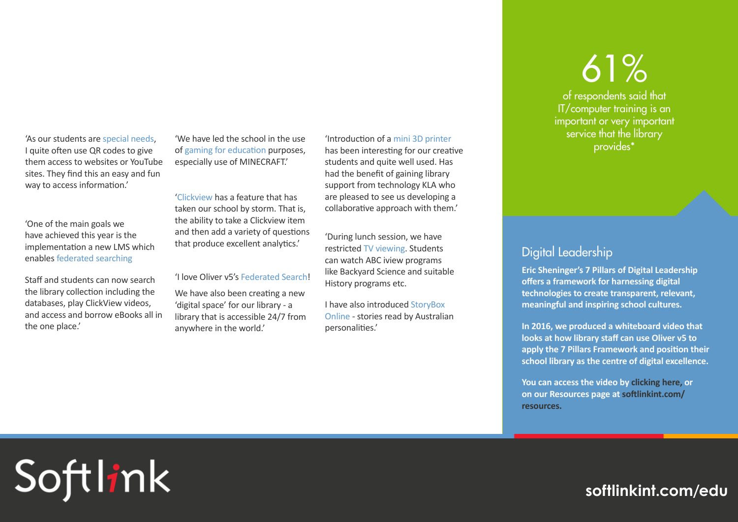'As our students are special needs, I quite often use QR codes to give them access to websites or YouTube sites. They find this an easy and fun way to access information.'

'One of the main goals we have achieved this year is the implementation a new LMS which enables federated searching

Staff and students can now search the library collection including the databases, play ClickView videos, and access and borrow eBooks all in the one place.'

'We have led the school in the use of gaming for education purposes, especially use of MINECRAFT.'

'Clickview has a feature that has taken our school by storm. That is, the ability to take a Clickview item and then add a variety of questions that produce excellent analytics.'

'I love Oliver v5's Federated Search!

We have also been creating a new 'digital space' for our library - a library that is accessible 24/7 from anywhere in the world.'

'Introduction of a mini 3D printer has been interesting for our creative students and quite well used. Has had the benefit of gaining library support from technology KLA who are pleased to see us developing a collaborative approach with them.'

'During lunch session, we have restricted TV viewing. Students can watch ABC iview programs like Backyard Science and suitable History programs etc.

I have also introduced StoryBox Online - stories read by Australian personalities.'

# 61%

of respondents said that IT/computer training is an important or very important service that the library provides*

## Digital Leadership

**Eric Sheninger's 7 Pillars of Digital Leadership offers a framework for harnessing digital technologies to create transparent, relevant, meaningful and inspiring school cultures.**

**In 2016, we produced a whiteboard video that looks at how library staff can use Oliver v5 to apply the 7 Pillars Framework and position their school library as the centre of digital excellence.**

**You can access the video by clicking here, or on our Resources page at softlinkint.com/resources.**

Softlink

**softlinkint.com/edu**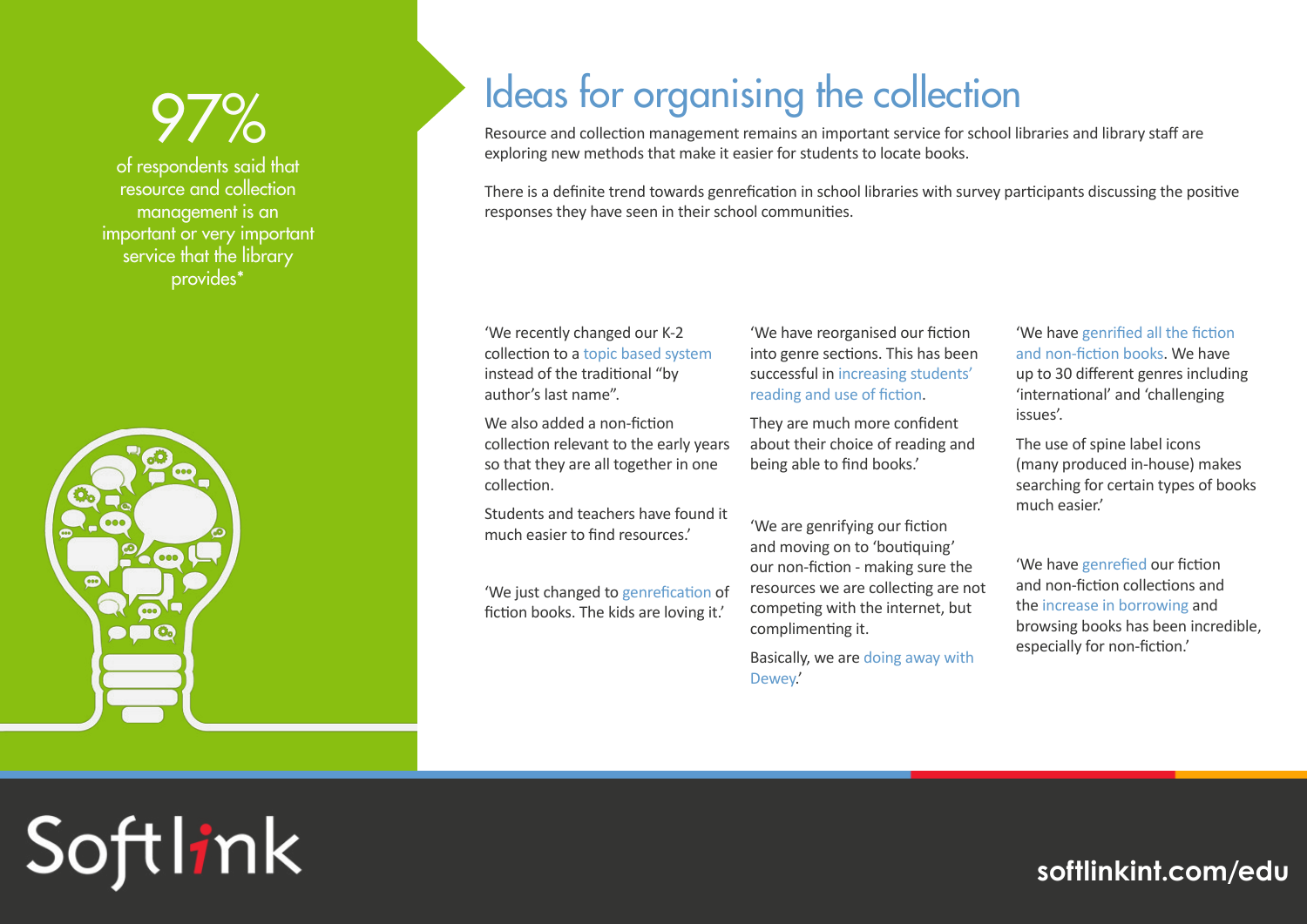97%

of respondents said that resource and collection management is an important or very important service that the library provides*

# Ideas for organising the collection

Resource and collection management remains an important service for school libraries and library staff are exploring new methods that make it easier for students to locate books.

There is a definite trend towards genrefication in school libraries with survey participants discussing the positive responses they have seen in their school communities.

'We recently changed our K-2 collection to a topic based system instead of the traditional "by author's last name".

We also added a non-fiction collection relevant to the early years so that they are all together in one collection.

Students and teachers have found it much easier to find resources.'

'We just changed to genrefication of fiction books. The kids are loving it.'

'We have reorganised our fiction into genre sections. This has been successful in increasing students' reading and use of fiction.

They are much more confident about their choice of reading and being able to find books.'

'We are genrifying our fiction and moving on to 'boutiquing' our non-fiction - making sure the resources we are collecting are not competing with the internet, but complimenting it.

Basically, we are doing away with Dewey.'

'We have genrified all the fiction and non-fiction books. We have up to 30 different genres including 'international' and 'challenging issues'.

The use of spine label icons (many produced in-house) makes searching for certain types of books much easier.'

'We have genrefied our fiction and non-fiction collections and the increase in borrowing and browsing books has been incredible, especially for non-fiction.'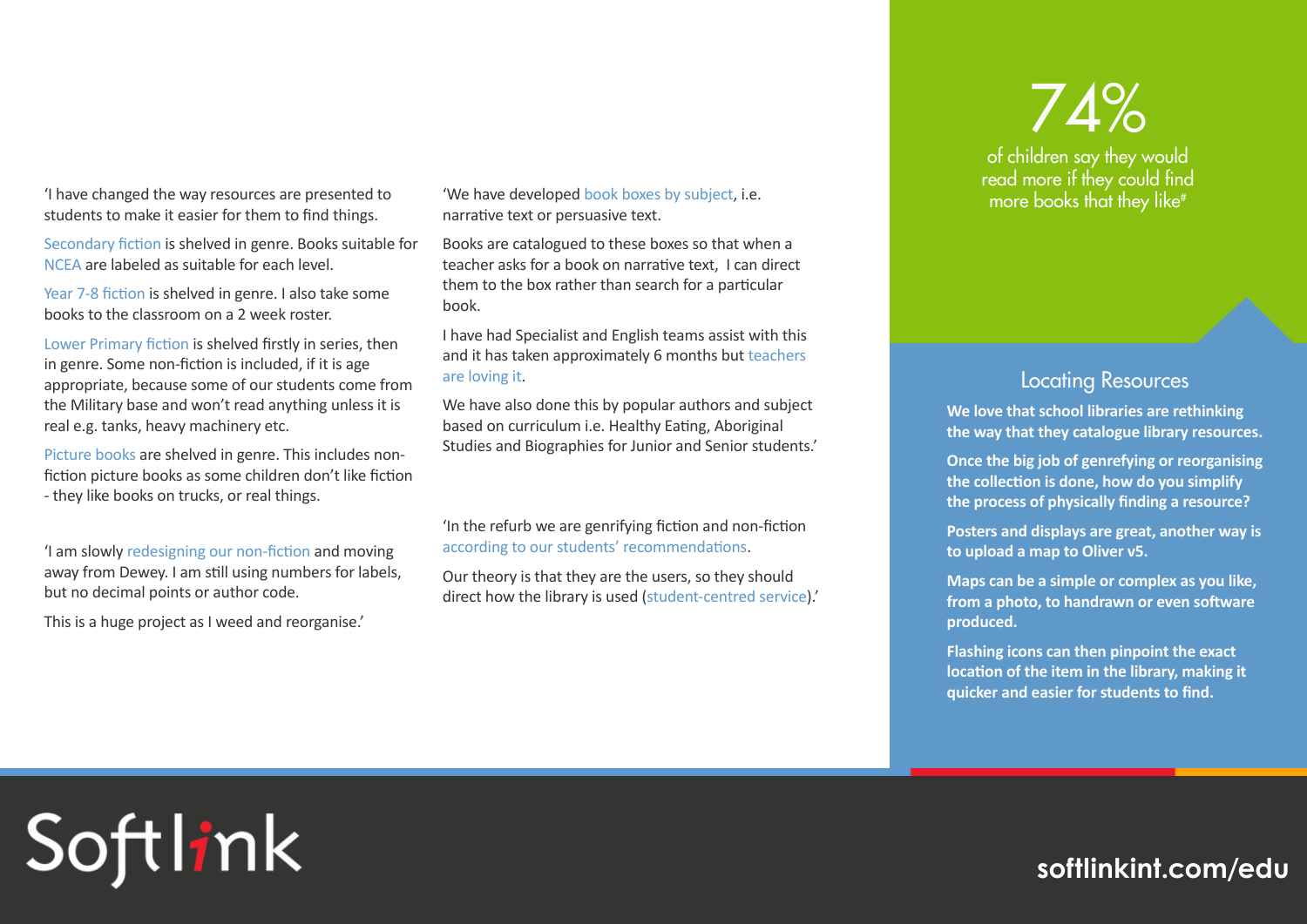'I have changed the way resources are presented to students to make it easier for them to find things.

Secondary fiction is shelved in genre. Books suitable for NCEA are labeled as suitable for each level.

Year 7-8 fiction is shelved in genre. I also take some books to the classroom on a 2 week roster.

Lower Primary fiction is shelved firstly in series, then in genre. Some non-fiction is included, if it is age appropriate, because some of our students come from the Military base and won't read anything unless it is real e.g. tanks, heavy machinery etc.

Picture books are shelved in genre. This includes non-fiction picture books as some children don't like fiction - they like books on trucks, or real things.

'I am slowly redesigning our non-fiction and moving away from Dewey. I am still using numbers for labels, but no decimal points or author code.

This is a huge project as I weed and reorganise.'

'We have developed book boxes by subject, i.e. narrative text or persuasive text.

Books are catalogued to these boxes so that when a teacher asks for a book on narrative text, I can direct them to the box rather than search for a particular book.

I have had Specialist and English teams assist with this and it has taken approximately 6 months but teachers are loving it.

We have also done this by popular authors and subject based on curriculum i.e. Healthy Eating, Aboriginal Studies and Biographies for Junior and Senior students.'

'In the refurb we are genrifying fiction and non-fiction according to our students' recommendations.

Our theory is that they are the users, so they should direct how the library is used (student-centred service).'

**74%** of children say they would read more if they could find more books that they like#

## Locating Resources

**We love that school libraries are rethinking the way that they catalogue library resources.**

**Once the big job of genrefying or reorganising the collection is done, how do you simplify the process of physically finding a resource?**

**Posters and displays are great, another way is to upload a map to Oliver v5.**

**Maps can be a simple or complex as you like, from a photo, to handrawn or even software produced.**

**Flashing icons can then pinpoint the exact location of the item in the library, making it quicker and easier for students to find.**

Softlink

**softlinkint.com/edu**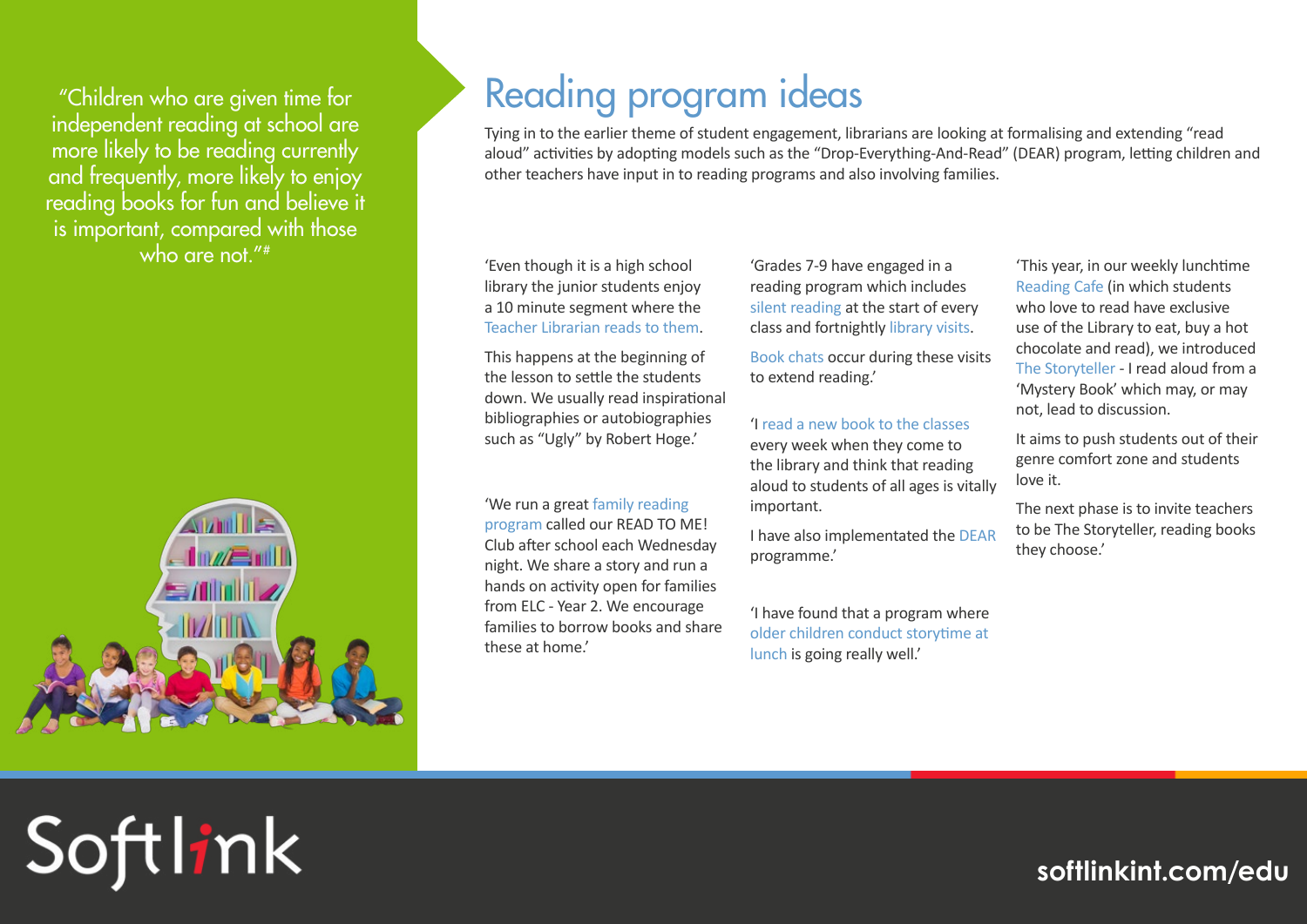"Children who are given time for independent reading at school are more likely to be reading currently and frequently, more likely to enjoy reading books for fun and believe it is important, compared with those who are not."#

# Reading program ideas

Tying in to the earlier theme of student engagement, librarians are looking at formalising and extending "read aloud" activities by adopting models such as the "Drop-Everything-And-Read" (DEAR) program, letting children and other teachers have input in to reading programs and also involving families.

'Even though it is a high school library the junior students enjoy a 10 minute segment where the Teacher Librarian reads to them.

This happens at the beginning of the lesson to settle the students down. We usually read inspirational bibliographies or autobiographies such as "Ugly" by Robert Hoge.'

'We run a great family reading program called our READ TO ME! Club after school each Wednesday night. We share a story and run a hands on activity open for families from ELC - Year 2. We encourage families to borrow books and share these at home.'

'Grades 7-9 have engaged in a reading program which includes silent reading at the start of every class and fortnightly library visits.

Book chats occur during these visits to extend reading.'

'I read a new book to the classes every week when they come to the library and think that reading aloud to students of all ages is vitally important.

I have also implementated the DEAR programme.'

'I have found that a program where older children conduct storytime at lunch is going really well.'

'This year, in our weekly lunchtime Reading Cafe (in which students who love to read have exclusive use of the Library to eat, buy a hot chocolate and read), we introduced The Storyteller - I read aloud from a 'Mystery Book' which may, or may not, lead to discussion.

It aims to push students out of their genre comfort zone and students love it.

The next phase is to invite teachers to be The Storyteller, reading books they choose.'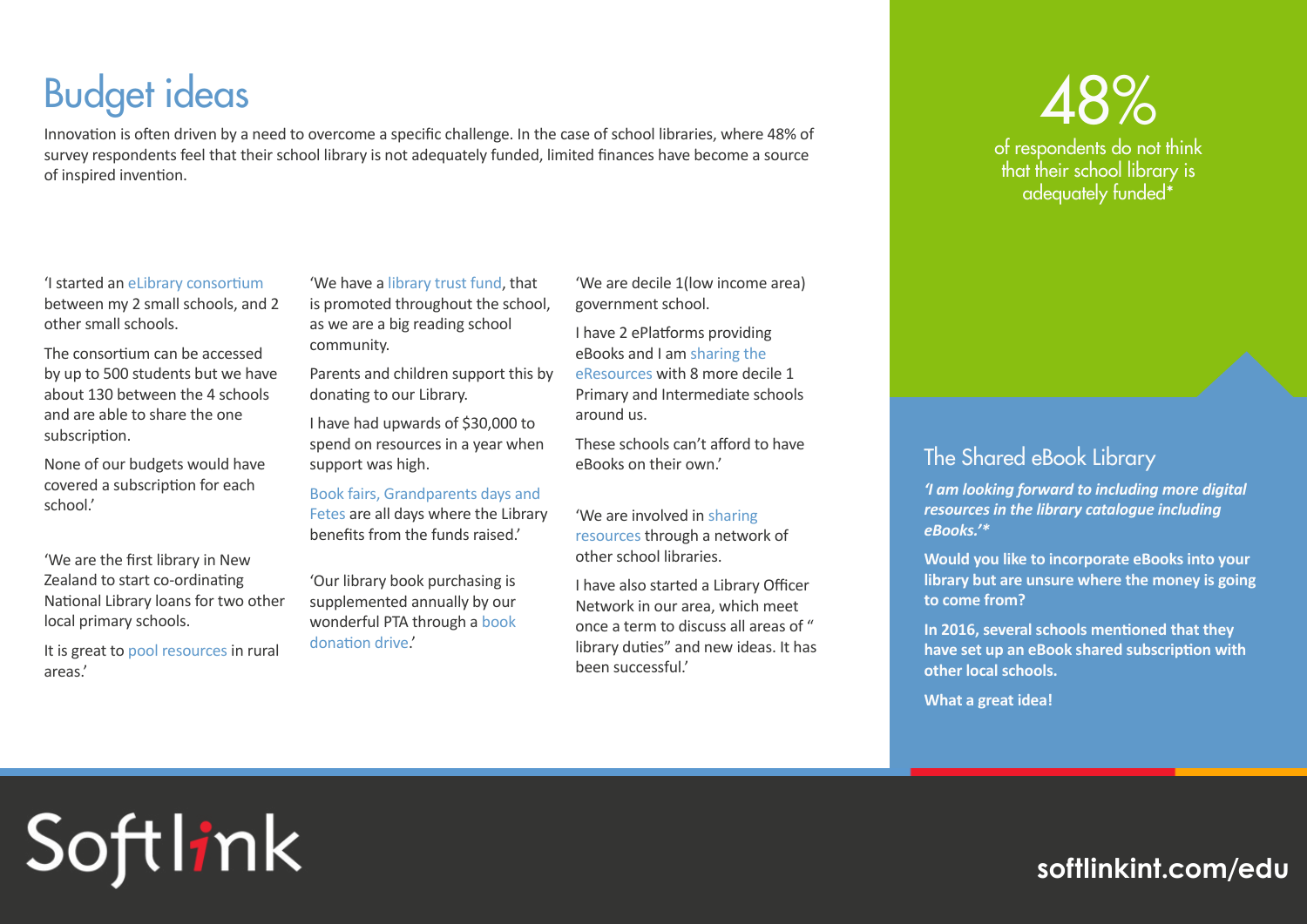# Budget ideas

Innovation is often driven by a need to overcome a specific challenge. In the case of school libraries, where 48% of survey respondents feel that their school library is not adequately funded, limited finances have become a source of inspired invention.

'I started an eLibrary consortium between my 2 small schools, and 2 other small schools.

The consortium can be accessed by up to 500 students but we have about 130 between the 4 schools and are able to share the one subscription.

None of our budgets would have covered a subscription for each school.'

'We are the first library in New Zealand to start co-ordinating National Library loans for two other local primary schools.

It is great to pool resources in rural areas.'

'We have a library trust fund, that is promoted throughout the school, as we are a big reading school community.

Parents and children support this by donating to our Library.

I have had upwards of $30,000 to spend on resources in a year when support was high.

Book fairs, Grandparents days and Fetes are all days where the Library benefits from the funds raised.'

'Our library book purchasing is supplemented annually by our wonderful PTA through a book donation drive.'

'We are decile 1(low income area) government school.

I have 2 ePlatforms providing eBooks and I am sharing the eResources with 8 more decile 1 Primary and Intermediate schools around us.

These schools can't afford to have eBooks on their own.'

'We are involved in sharing resources through a network of other school libraries.

I have also started a Library Officer Network in our area, which meet once a term to discuss all areas of " library duties" and new ideas. It has been successful.'

**48%**

of respondents do not think that their school library is adequately funded*

## The Shared eBook Library

***'I am looking forward to including more digital resources in the library catalogue including eBooks.'****

**Would you like to incorporate eBooks into your library but are unsure where the money is going to come from?**

**In 2016, several schools mentioned that they have set up an eBook shared subscription with other local schools.**

**What a great idea!**

Softlink

softlinkint.com/edu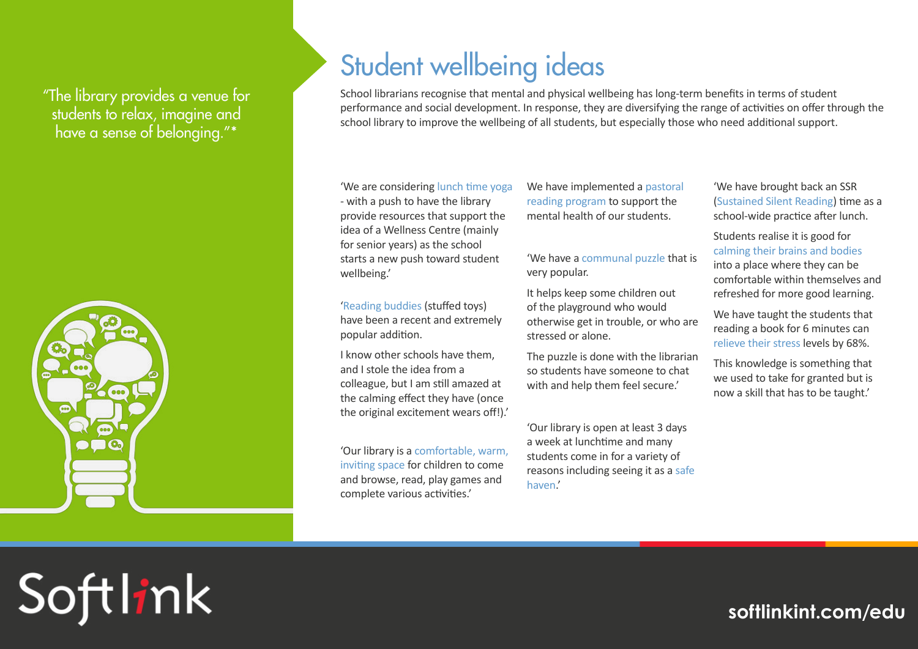"The library provides a venue for students to relax, imagine and have a sense of belonging."*

# Student wellbeing ideas

School librarians recognise that mental and physical wellbeing has long-term benefits in terms of student performance and social development. In response, they are diversifying the range of activities on offer through the school library to improve the wellbeing of all students, but especially those who need additional support.

'We are considering lunch time yoga - with a push to have the library provide resources that support the idea of a Wellness Centre (mainly for senior years) as the school starts a new push toward student wellbeing.'

'Reading buddies (stuffed toys) have been a recent and extremely popular addition.

I know other schools have them, and I stole the idea from a colleague, but I am still amazed at the calming effect they have (once the original excitement wears off!).'

'Our library is a comfortable, warm, inviting space for children to come and browse, read, play games and complete various activities.'

We have implemented a pastoral reading program to support the mental health of our students.

'We have a communal puzzle that is very popular.

It helps keep some children out of the playground who would otherwise get in trouble, or who are stressed or alone.

The puzzle is done with the librarian so students have someone to chat with and help them feel secure.'

'Our library is open at least 3 days a week at lunchtime and many students come in for a variety of reasons including seeing it as a safe haven.'

'We have brought back an SSR (Sustained Silent Reading) time as a school-wide practice after lunch.

Students realise it is good for calming their brains and bodies into a place where they can be comfortable within themselves and refreshed for more good learning.

We have taught the students that reading a book for 6 minutes can relieve their stress levels by 68%.

This knowledge is something that we used to take for granted but is now a skill that has to be taught.'

Softlink

softlinkint.com/edu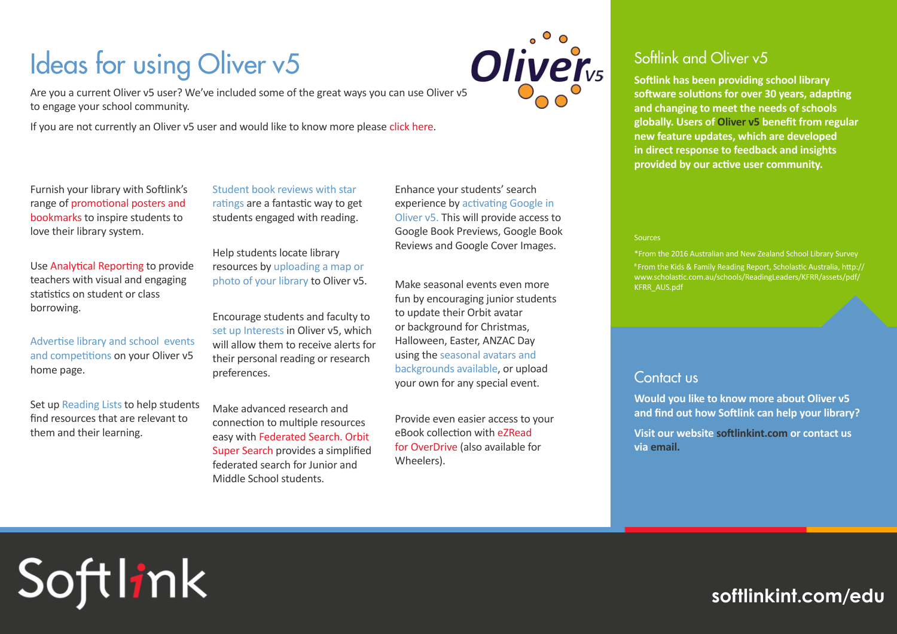# Ideas for using Oliver v5

Are you a current Oliver v5 user? We've included some of the great ways you can use Oliver v5 to engage your school community.

If you are not currently an Oliver v5 user and would like to know more please click here.

Furnish your library with Softlink's range of promotional posters and bookmarks to inspire students to love their library system.

Use Analytical Reporting to provide teachers with visual and engaging statistics on student or class borrowing.

Advertise library and school events and competitions on your Oliver v5 home page.

Set up Reading Lists to help students find resources that are relevant to them and their learning.

Student book reviews with star ratings are a fantastic way to get students engaged with reading.

Help students locate library resources by uploading a map or photo of your library to Oliver v5.

Encourage students and faculty to set up Interests in Oliver v5, which will allow them to receive alerts for their personal reading or research preferences.

Make advanced research and connection to multiple resources easy with Federated Search. Orbit Super Search provides a simplified federated search for Junior and Middle School students.

Enhance your students' search experience by activating Google in Oliver v5. This will provide access to Google Book Previews, Google Book Reviews and Google Cover Images.

Make seasonal events even more fun by encouraging junior students to update their Orbit avatar or background for Christmas, Halloween, Easter, ANZAC Day using the seasonal avatars and backgrounds available, or upload your own for any special event.

Provide even easier access to your eBook collection with eZRead for OverDrive (also available for Wheelers).

## Softlink and Oliver v5

**Softlink has been providing school library software solutions for over 30 years, adapting and changing to meet the needs of schools globally. Users of Oliver v5 benefit from regular new feature updates, which are developed in direct response to feedback and insights provided by our active user community.**

Sources

*From the 2016 Australian and New Zealand School Library Survey

#From the Kids & Family Reading Report, Scholastic Australia, http://www.scholastic.com.au/schools/ReadingLeaders/KFRR/assets/pdf/KFRR_AUS.pdf

## Contact us

**Would you like to know more about Oliver v5 and find out how Softlink can help your library?**

**Visit our website softlinkint.com or contact us via email.**

Softlink

softlinkint.com/edu